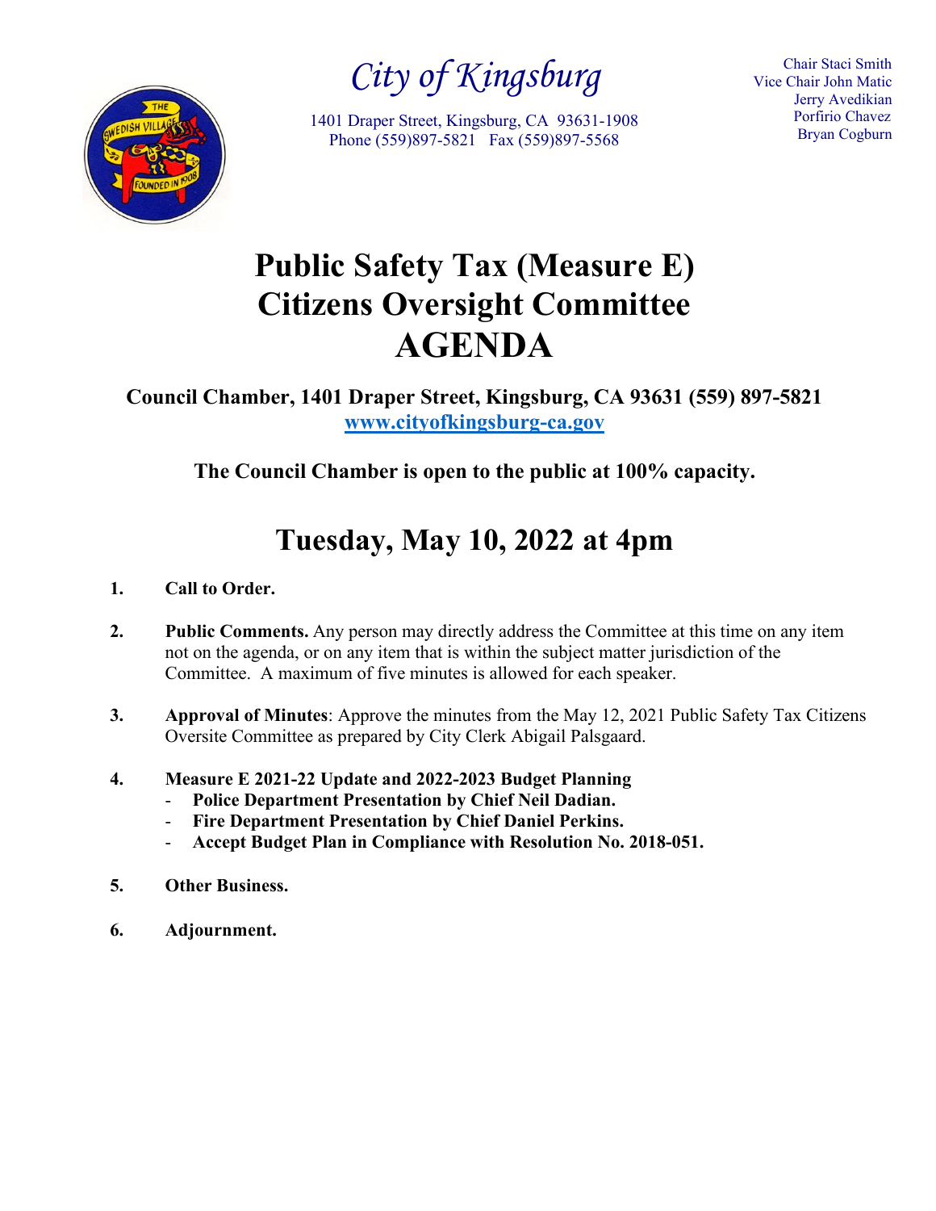# City of Kingsburg

1401 Draper Street, Kingsburg, CA 93631-1908
Phone (559)897-5821 Fax (559)897-5568

Chair Staci Smith
Vice Chair John Matic
Jerry Avedikian
Porfirio Chavez
Bryan Cogburn

# Public Safety Tax (Measure E) Citizens Oversight Committee AGENDA

**Council Chamber, 1401 Draper Street, Kingsburg, CA 93631 (559) 897-5821**
**[www.cityofkingsburg-ca.gov](http://www.cityofkingsburg-ca.gov)**

**The Council Chamber is open to the public at 100% capacity.**

## Tuesday, May 10, 2022 at 4pm

1. **Call to Order.**

2. **Public Comments.** Any person may directly address the Committee at this time on any item not on the agenda, or on any item that is within the subject matter jurisdiction of the Committee. A maximum of five minutes is allowed for each speaker.

3. **Approval of Minutes**: Approve the minutes from the May 12, 2021 Public Safety Tax Citizens Oversite Committee as prepared by City Clerk Abigail Palsgaard.

4. **Measure E 2021-22 Update and 2022-2023 Budget Planning**
   - **Police Department Presentation by Chief Neil Dadian.**
   - **Fire Department Presentation by Chief Daniel Perkins.**
   - **Accept Budget Plan in Compliance with Resolution No. 2018-051.**

5. **Other Business.**

6. **Adjournment.**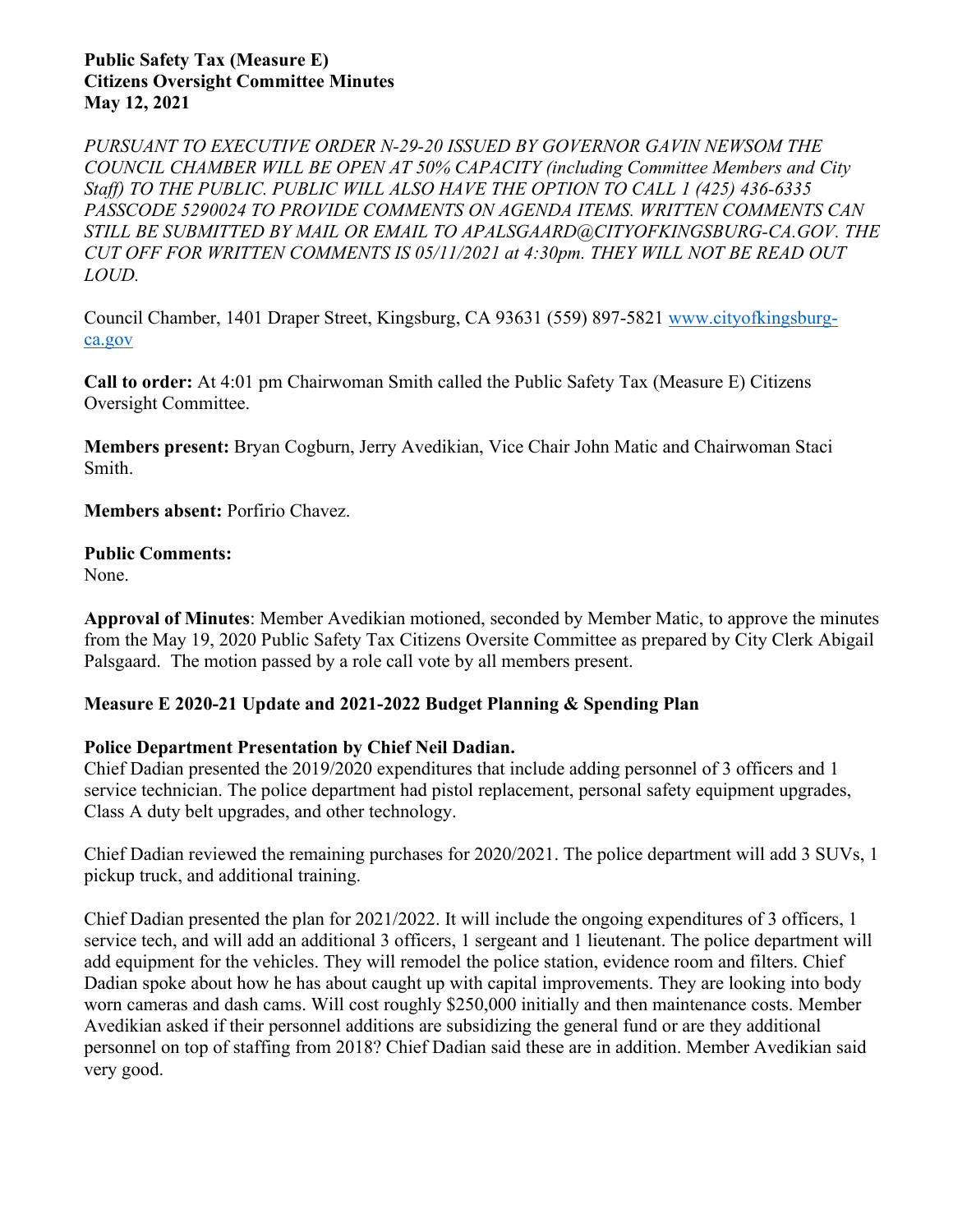**Public Safety Tax (Measure E)**
**Citizens Oversight Committee Minutes**
**May 12, 2021**

*PURSUANT TO EXECUTIVE ORDER N-29-20 ISSUED BY GOVERNOR GAVIN NEWSOM THE COUNCIL CHAMBER WILL BE OPEN AT 50% CAPACITY (including Committee Members and City Staff) TO THE PUBLIC. PUBLIC WILL ALSO HAVE THE OPTION TO CALL 1 (425) 436-6335 PASSCODE 5290024 TO PROVIDE COMMENTS ON AGENDA ITEMS. WRITTEN COMMENTS CAN STILL BE SUBMITTED BY MAIL OR EMAIL TO APALSGAARD@CITYOFKINGSBURG-CA.GOV. THE CUT OFF FOR WRITTEN COMMENTS IS 05/11/2021 at 4:30pm. THEY WILL NOT BE READ OUT LOUD.*

Council Chamber, 1401 Draper Street, Kingsburg, CA 93631 (559) 897-5821 [www.cityofkingsburg-ca.gov](http://www.cityofkingsburg-ca.gov)

**Call to order:** At 4:01 pm Chairwoman Smith called the Public Safety Tax (Measure E) Citizens Oversight Committee.

**Members present:** Bryan Cogburn, Jerry Avedikian, Vice Chair John Matic and Chairwoman Staci Smith.

**Members absent:** Porfirio Chavez.

**Public Comments:**
None.

**Approval of Minutes**: Member Avedikian motioned, seconded by Member Matic, to approve the minutes from the May 19, 2020 Public Safety Tax Citizens Oversite Committee as prepared by City Clerk Abigail Palsgaard. The motion passed by a role call vote by all members present.

**Measure E 2020-21 Update and 2021-2022 Budget Planning & Spending Plan**

**Police Department Presentation by Chief Neil Dadian.**
Chief Dadian presented the 2019/2020 expenditures that include adding personnel of 3 officers and 1 service technician. The police department had pistol replacement, personal safety equipment upgrades, Class A duty belt upgrades, and other technology.

Chief Dadian reviewed the remaining purchases for 2020/2021. The police department will add 3 SUVs, 1 pickup truck, and additional training.

Chief Dadian presented the plan for 2021/2022. It will include the ongoing expenditures of 3 officers, 1 service tech, and will add an additional 3 officers, 1 sergeant and 1 lieutenant. The police department will add equipment for the vehicles. They will remodel the police station, evidence room and filters. Chief Dadian spoke about how he has about caught up with capital improvements. They are looking into body worn cameras and dash cams. Will cost roughly $250,000 initially and then maintenance costs. Member Avedikian asked if their personnel additions are subsidizing the general fund or are they additional personnel on top of staffing from 2018? Chief Dadian said these are in addition. Member Avedikian said very good.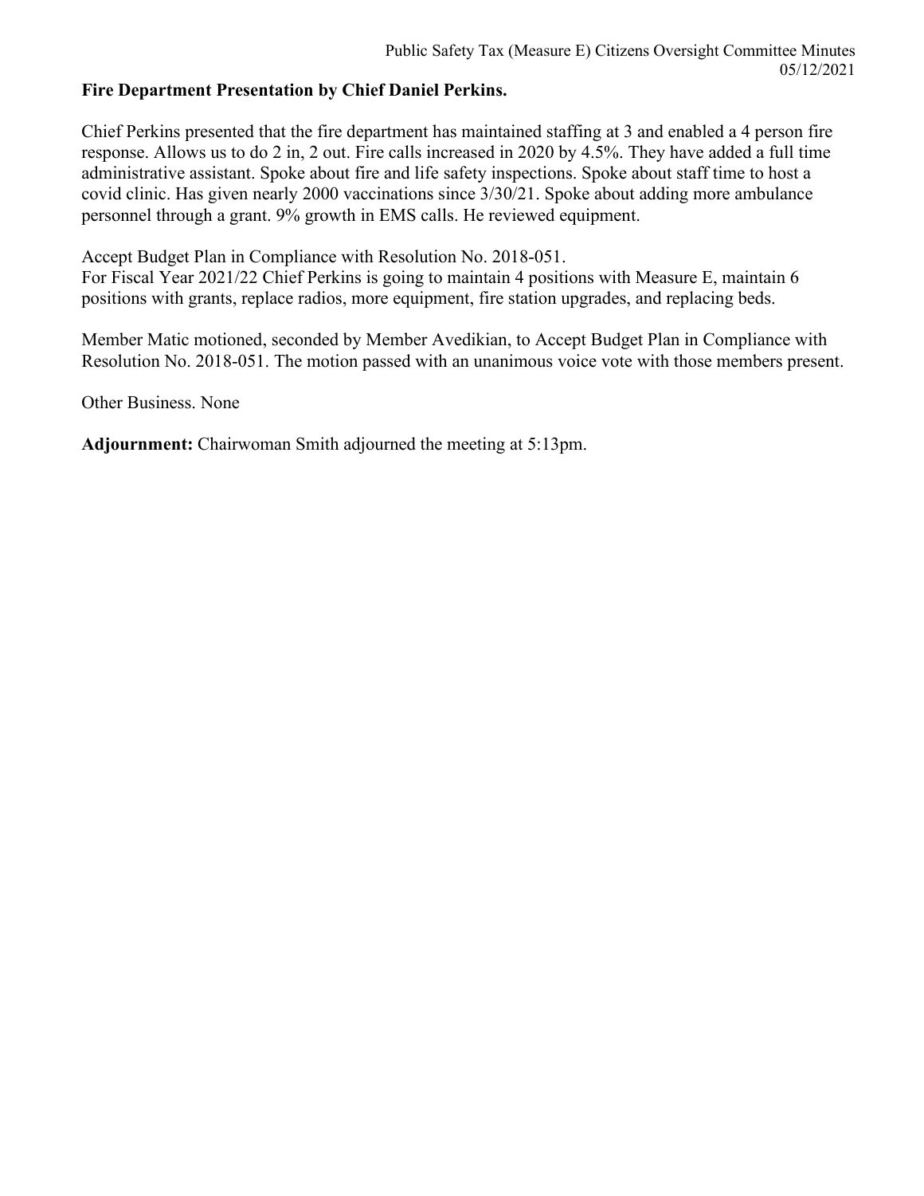**Fire Department Presentation by Chief Daniel Perkins.**

Chief Perkins presented that the fire department has maintained staffing at 3 and enabled a 4 person fire response. Allows us to do 2 in, 2 out. Fire calls increased in 2020 by 4.5%. They have added a full time administrative assistant. Spoke about fire and life safety inspections. Spoke about staff time to host a covid clinic. Has given nearly 2000 vaccinations since 3/30/21. Spoke about adding more ambulance personnel through a grant. 9% growth in EMS calls. He reviewed equipment.

Accept Budget Plan in Compliance with Resolution No. 2018-051.
For Fiscal Year 2021/22 Chief Perkins is going to maintain 4 positions with Measure E, maintain 6 positions with grants, replace radios, more equipment, fire station upgrades, and replacing beds.

Member Matic motioned, seconded by Member Avedikian, to Accept Budget Plan in Compliance with Resolution No. 2018-051. The motion passed with an unanimous voice vote with those members present.

Other Business. None

**Adjournment:** Chairwoman Smith adjourned the meeting at 5:13pm.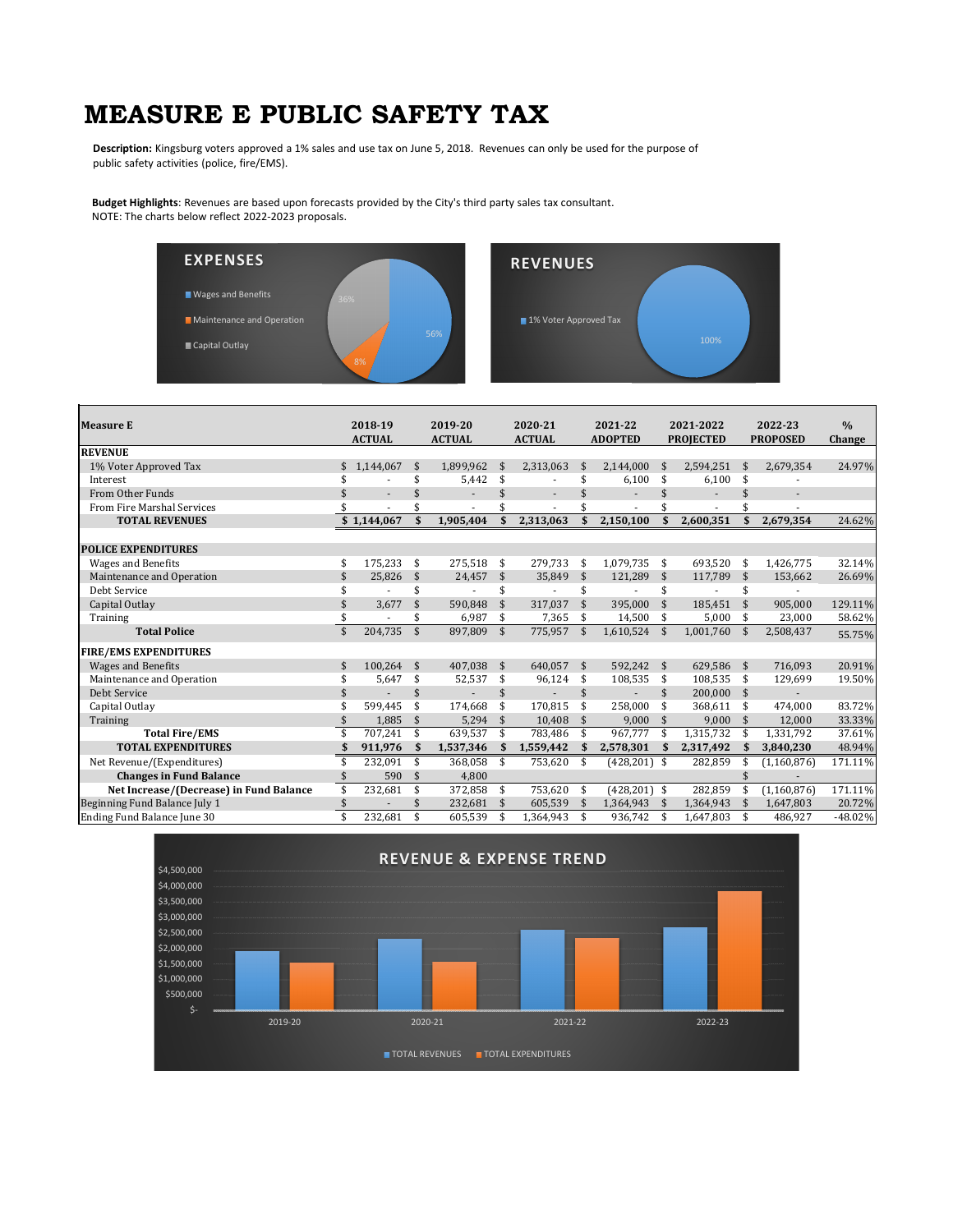# MEASURE E PUBLIC SAFETY TAX

**Description:** Kingsburg voters approved a 1% sales and use tax on June 5, 2018. Revenues can only be used for the purpose of public safety activities (police, fire/EMS).

**Budget Highlights**: Revenues are based upon forecasts provided by the City's third party sales tax consultant.
NOTE: The charts below reflect 2022-2023 proposals.

**EXPENSES**

- Wages and Benefits — 56%
- Maintenance and Operation — 8%
- Capital Outlay — 36%

**REVENUES**

- 1% Voter Approved Tax — 100%

| Measure E | 2018-19 ACTUAL | 2019-20 ACTUAL | 2020-21 ACTUAL | 2021-22 ADOPTED | 2021-2022 PROJECTED | 2022-23 PROPOSED | % Change |
|---|---|---|---|---|---|---|---|
| **REVENUE** | | | | | | | |
| 1% Voter Approved Tax | $ 1,144,067 | $ 1,899,962 | $ 2,313,063 | $ 2,144,000 | $ 2,594,251 | $ 2,679,354 | 24.97% |
| Interest | $ - | $ 5,442 | $ - | $ 6,100 | $ 6,100 | $ - | |
| From Other Funds | $ - | $ - | $ - | $ - | $ - | $ - | |
| From Fire Marshal Services | $ - | $ - | $ - | $ - | $ - | $ - | |
| **TOTAL REVENUES** | **$ 1,144,067** | **$ 1,905,404** | **$ 2,313,063** | **$ 2,150,100** | **$ 2,600,351** | **$ 2,679,354** | 24.62% |
| **POLICE EXPENDITURES** | | | | | | | |
| Wages and Benefits | $ 175,233 | $ 275,518 | $ 279,733 | $ 1,079,735 | $ 693520 | $ 1,426,775 | 32.14% |
| Maintenance and Operation | $ 25,826 | $ 24,457 | $ 35,849 | $ 121,289 | $ 117,789 | $ 153,662 | 26.69% |
| Debt Service | $ - | $ - | $ - | $ - | $ - | $ - | |
| Capital Outlay | $ 3,677 | $ 590,848 | $ 317,037 | $ 395,000 | $ 185,451 | $ 905,000 | 129.11% |
| Training | $ - | $ 6,987 | $ 7,365 | $ 14,500 | $ 5,000 | $ 23,000 | 58.62% |
| **Total Police** | $ 204,735 | $ 897,809 | $ 775,957 | $ 1,610,524 | $ 1,001,760 | $ 2,508,437 | 55.75% |
| **FIRE/EMS EXPENDITURES** | | | | | | | |
| Wages and Benefits | $ 100,264 | $ 407,038 | $ 640,057 | $ 592,242 | $ 629,586 | $ 716,093 | 20.91% |
| Maintenance and Operation | $ 5,647 | $ 52,537 | $ 96,124 | $ 108,535 | $ 108,535 | $ 129,699 | 19.50% |
| Debt Service | $ - | $ - | $ - | $ - | $ 200,000 | $ - | |
| Capital Outlay | $ 599,445 | $ 174,668 | $ 170,815 | $ 258,000 | $ 368,611 | $ 474,000 | 83.72% |
| Training | $ 1,885 | $ 5,294 | $ 10,408 | $ 9,000 | $ 9,000 | $ 12,000 | 33.33% |
| **Total Fire/EMS** | $ 707,241 | $ 639,537 | $ 783,486 | $ 967,777 | $ 1,315,732 | $ 1,331,792 | 37.61% |
| **TOTAL EXPENDITURES** | **$ 911,976** | **$ 1,537,346** | **$ 1,559,442** | **$ 2,578,301** | **$ 2,317,492** | **$ 3,840,230** | 48.94% |
| Net Revenue/(Expenditures) | $ 232,091 | $ 368,058 | $ 753,620 | $ (428,201) | $ 282,859 | $ (1,160,876) | 171.11% |
| **Changes in Fund Balance** | $ 590 | $ 4,800 | | | | $ - | |
| **Net Increase/(Decrease) in Fund Balance** | $ 232,681 | $ 372,858 | $ 753,620 | $ (428,201) | $ 282,859 | $ (1,160,876) | 171.11% |
| Beginning Fund Balance July 1 | $ - | $ 232,681 | $ 605,539 | $ 1,364,943 | $ 1,364,943 | $ 1,647,803 | 20.72% |
| Ending Fund Balance June 30 | $ 232,681 | $ 605,539 | $ 1,364,943 | $ 936,742 | $ 1,647,803 | $ 486,927 | -48.02% |

**REVENUE & EXPENSE TREND**

(Chart: TOTAL REVENUES and TOTAL EXPENDITURES for 2019-20, 2020-21, 2021-22, 2022-23)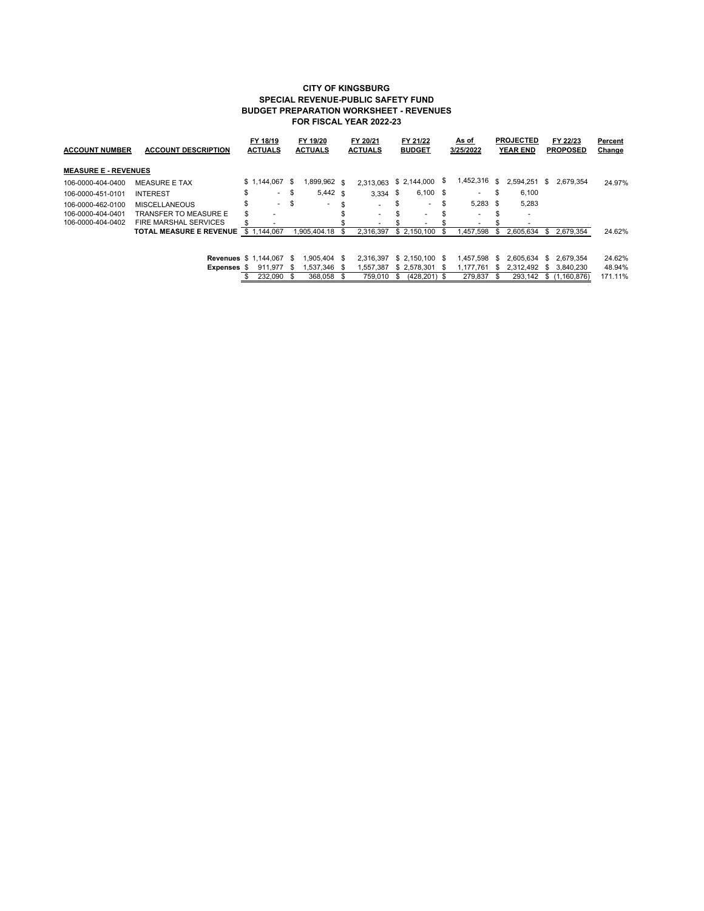**CITY OF KINGSBURG**
**SPECIAL REVENUE-PUBLIC SAFETY FUND**
**BUDGET PREPARATION WORKSHEET - REVENUES**
**FOR FISCAL YEAR 2022-23**

| ACCOUNT NUMBER | ACCOUNT DESCRIPTION | FY 18/19 ACTUALS | FY 19/20 ACTUALS | FY 20/21 ACTUALS | FY 21/22 BUDGET | As of 3/25/2022 | PROJECTED YEAR END | FY 22/23 PROPOSED | Percent Change |
|---|---|---|---|---|---|---|---|---|---|
| **MEASURE E - REVENUES** | | | | | | | | | |
| 106-0000-404-0400 | MEASURE E TAX | $ 1,144,067 | $ 1,899,962 | $ 2,313,063 | $ 2,144,000 | $ 1,452,316 | $ 2,594,251 | $ 2,679,354 | 24.97% |
| 106-0000-451-0101 | INTEREST | $ - | $ 5,442 | $ 3,334 | $ 6,100 | $ - | $ 6,100 | | |
| 106-0000-462-0100 | MISCELLANEOUS | $ - | $ - | $ - | $ - | $ 5,283 | $ 5,283 | | |
| 106-0000-404-0401 | TRANSFER TO MEASURE E | $ - | | $ - | $ - | $ - | $ - | | |
| 106-0000-404-0402 | FIRE MARSHAL SERVICES | $ - | | $ - | $ - | $ - | $ - | | |
| | **TOTAL MEASURE E REVENUE** | $ 1,144,067 | 1,905,404.18 | $ 2,316,397 | $ 2,150,100 | $ 1,457,598 | $ 2,605,634 | $ 2,679,354 | 24.62% |
| | **Revenues** | $ 1,144,067 | $ 1,905,404 | $ 2,316,397 | $ 2,150,100 | $ 1,457,598 | $ 2,605,634 | $ 2,679,354 | 24.62% |
| | **Expenses** | $ 911,977 | $ 1,537,346 | $ 1,557,387 | $ 2,578,301 | $ 1,177,761 | $ 2,312,492 | $ 3,840,230 | 48.94% |
| | | $ 232,090 | $ 368,058 | $ 759,010 | $ (428,201) | $ 279,837 | $ 293,142 | $ (1,160,876) | 171.11% |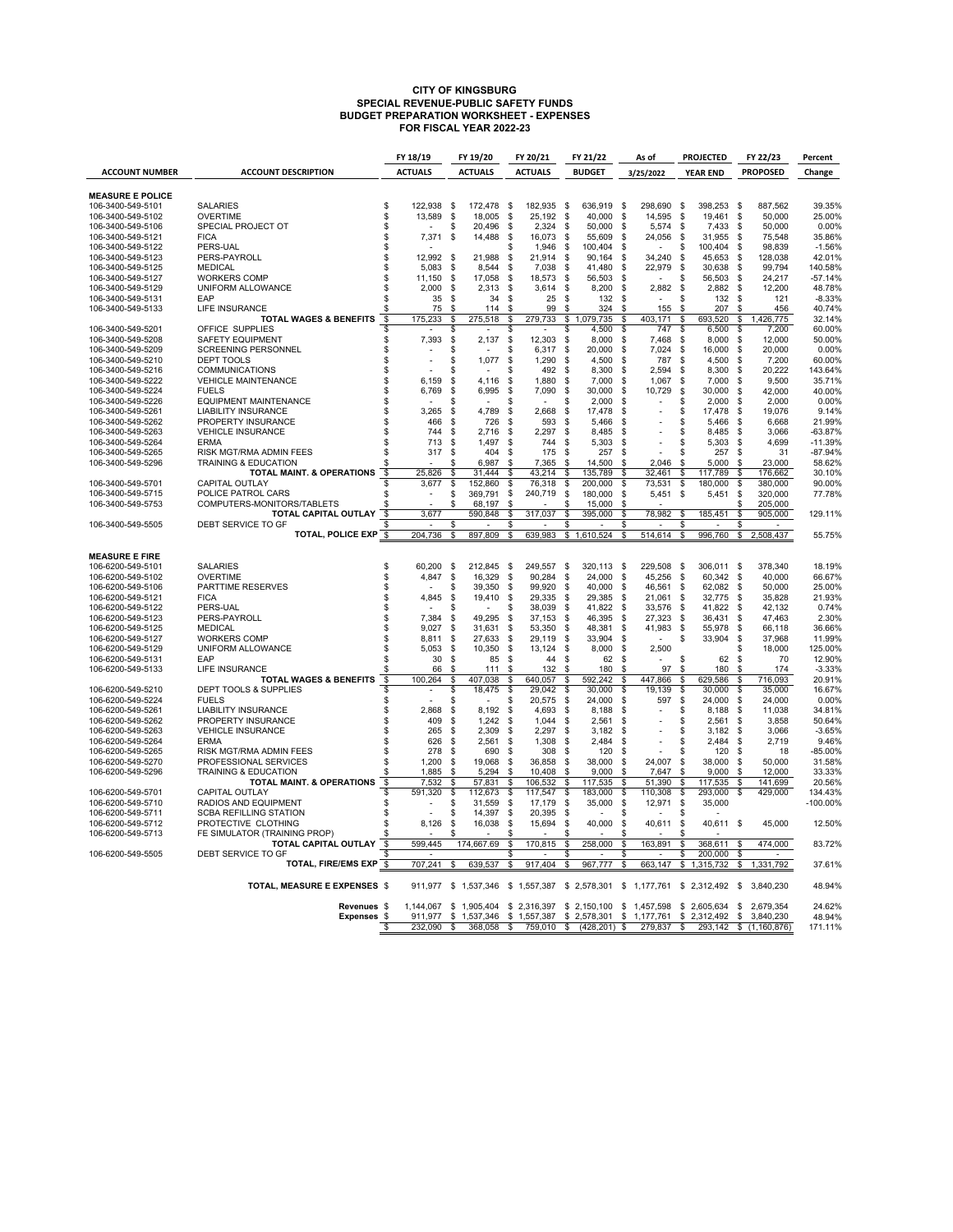# CITY OF KINGSBURG
## SPECIAL REVENUE-PUBLIC SAFETY FUNDS
## BUDGET PREPARATION WORKSHEET - EXPENSES
## FOR FISCAL YEAR 2022-23

| ACCOUNT NUMBER | ACCOUNT DESCRIPTION | FY 18/19 ACTUALS | FY 19/20 ACTUALS | FY 20/21 ACTUALS | FY 21/22 BUDGET | As of 3/25/2022 | PROJECTED YEAR END | FY 22/23 PROPOSED | Percent Change |
|---|---|---|---|---|---|---|---|---|---|
| **MEASURE E POLICE** | | | | | | | | | |
| 106-3400-549-5101 | SALARIES | $ 122,938 | $ 172,478 | $ 182,935 | $ 636,919 | $ 298,690 | $ 398,253 | $ 887,562 | 39.35% |
| 106-3400-549-5102 | OVERTIME | $ 13,589 | $ 18,005 | $ 25,192 | $ 40,000 | $ 14,595 | $ 19,461 | $ 50,000 | 25.00% |
| 106-3400-549-5106 | SPECIAL PROJECT OT | $ - | $ 20,496 | $ 2,324 | $ 50,000 | $ 5,574 | $ 7,433 | $ 50,000 | 0.00% |
| 106-3400-549-5121 | FICA | $ 7,371 | $ 14,488 | $ 16,073 | $ 55,609 | $ 24,056 | $ 31,955 | $ 75,548 | 35.86% |
| 106-3400-549-5122 | PERS-UAL | $ - | | $ 1,946 | $ 100,404 | $ - | $ 100,404 | $ 98,839 | -1.56% |
| 106-3400-549-5123 | PERS-PAYROLL | $ 12,992 | $ 21,988 | $ 21,914 | $ 90,164 | $ 34,240 | $ 45,653 | $ 128,038 | 42.01% |
| 106-3400-549-5125 | MEDICAL | $ 5,083 | $ 8,544 | $ 7,038 | $ 41,480 | $ 22,979 | $ 30,638 | $ 99,794 | 140.58% |
| 106-3400-549-5127 | WORKERS COMP | $ 11,150 | $ 17,058 | $ 18,573 | $ 56,503 | $ - | $ 56,503 | $ 24,217 | -57.14% |
| 106-3400-549-5129 | UNIFORM ALLOWANCE | $ 2,000 | $ 2,313 | $ 3,614 | $ 8,200 | $ 2,882 | $ 2,882 | $ 12,200 | 48.78% |
| 106-3400-549-5131 | EAP | $ 35 | $ 34 | $ 25 | $ 132 | $ - | $ 132 | $ 121 | -8.33% |
| 106-3400-549-5133 | LIFE INSURANCE | $ 75 | $ 114 | $ 99 | $ 324 | $ 155 | $ 207 | $ 456 | 40.74% |
| | **TOTAL WAGES & BENEFITS** | $ 175,233 | $ 275,518 | $ 279,733 | $ 1,079,735 | $ 403,171 | $ 693,520 | $ 1,426,775 | 32.14% |
| 106-3400-549-5201 | OFFICE SUPPLIES | $ - | $ - | $ - | $ 4,500 | $ 747 | $ 6,500 | $ 7,200 | 60.00% |
| 106-3400-549-5208 | SAFETY EQUIPMENT | $ 7,393 | $ 2,137 | $ 12,303 | $ 8,000 | $ 7,468 | $ 8,000 | $ 12,000 | 50.00% |
| 106-3400-549-5209 | SCREENING PERSONNEL | $ - | $ - | $ 6,317 | $ 20,000 | $ 7,024 | $ 16,000 | $ 20,000 | 0.00% |
| 106-3400-549-5210 | DEPT TOOLS | $ - | $ 1,077 | $ 1,290 | $ 4,500 | $ 787 | $ 4,500 | $ 7,200 | 60.00% |
| 106-3400-549-5216 | COMMUNICATIONS | $ - | $ - | $ 492 | $ 8,300 | $ 2,594 | $ 8,300 | $ 20,222 | 143.64% |
| 106-3400-549-5222 | VEHICLE MAINTENANCE | $ 6,159 | $ 4,116 | $ 1,880 | $ 7,000 | $ 1,067 | $ 7,000 | $ 9,500 | 35.71% |
| 106-3400-549-5224 | FUELS | $ 6,769 | $ 6,995 | $ 7,090 | $ 30,000 | $ 10,729 | $ 30,000 | $ 42,000 | 40.00% |
| 106-3400-549-5226 | EQUIPMENT MAINTENANCE | $ - | $ - | $ - | $ 2,000 | $ - | $ 2,000 | $ 2,000 | 0.00% |
| 106-3400-549-5261 | LIABILITY INSURANCE | $ 3,265 | $ 4,789 | $ 2,668 | $ 17,478 | $ - | $ 17,478 | $ 19,076 | 9.14% |
| 106-3400-549-5262 | PROPERTY INSURANCE | $ 466 | $ 726 | $ 593 | $ 5,466 | $ - | $ 5,466 | $ 6,668 | 21.99% |
| 106-3400-549-5263 | VEHICLE INSURANCE | $ 744 | $ 2,716 | $ 2,297 | $ 8,485 | $ - | $ 8,485 | $ 3,066 | -63.87% |
| 106-3400-549-5264 | ERMA | $ 713 | $ 1,497 | $ 744 | $ 5,303 | $ - | $ 5,303 | $ 4,699 | -11.39% |
| 106-3400-549-5265 | RISK MGT/RMA ADMIN FEES | $ 317 | $ 404 | $ 175 | $ 257 | $ - | $ 257 | $ 31 | -87.94% |
| 106-3400-549-5296 | TRAINING & EDUCATION | $ - | $ 6,987 | $ 7,365 | $ 14,500 | $ 2,046 | $ 5,000 | $ 23,000 | 58.62% |
| | **TOTAL MAINT. & OPERATIONS** | $ 25,826 | $ 31,444 | $ 43,214 | $ 135,789 | $ 32,461 | $ 117,789 | $ 176,662 | 30.10% |
| 106-3400-549-5701 | CAPITAL OUTLAY | $ 3,677 | $ 152,860 | $ 76,318 | $ 200,000 | $ 73,531 | $ 180,000 | $ 380,000 | 90.00% |
| 106-3400-549-5715 | POLICE PATROL CARS | $ - | $ 369,791 | $ 240,719 | $ 180,000 | $ 5,451 | $ 5,451 | $ 320,000 | 77.78% |
| 106-3400-549-5753 | COMPUTERS-MONITORS/TABLETS | $ - | $ 68,197 | $ - | $ 15,000 | $ - | | $ 205,000 | |
| | **TOTAL CAPITAL OUTLAY** | $ 3,677 | $ 590,848 | $ 317,037 | $ 395,000 | $ 78,982 | $ 185,451 | $ 905,000 | 129.11% |
| 106-3400-549-5505 | DEBT SERVICE TO GF | $ - | $ - | $ - | $ - | $ - | $ - | $ - | |
| | **TOTAL, POLICE EXP** | $ 204,736 | $ 897,809 | $ 639,983 | $ 1,610,524 | $ 514,614 | $ 996,760 | $ 2,508,437 | 55.75% |
| **MEASURE E FIRE** | | | | | | | | | |
| 106-6200-549-5101 | SALARIES | $ 60,200 | $ 212,845 | $ 249,557 | $ 320,113 | $ 229,508 | $ 306,011 | $ 378,340 | 18.19% |
| 106-6200-549-5102 | OVERTIME | $ 4,847 | $ 16,329 | $ 90,284 | $ 24,000 | $ 45,256 | $ 60,342 | $ 40,000 | 66.67% |
| 106-6200-549-5106 | PARTTIME RESERVES | $ - | $ 39,350 | $ 99,920 | $ 40,000 | $ 46,561 | $ 62,082 | $ 50,000 | 25.00% |
| 106-6200-549-5121 | FICA | $ 4,845 | $ 19,410 | $ 29,335 | $ 29,385 | $ 21,061 | $ 32,775 | $ 35,828 | 21.93% |
| 106-6200-549-5122 | PERS-UAL | $ - | $ - | $ 38,039 | $ 41,822 | $ 33,576 | $ 41,822 | $ 42,132 | 0.74% |
| 106-6200-549-5123 | PERS-PAYROLL | $ 7,384 | $ 49,295 | $ 37,153 | $ 46,395 | $ 27,323 | $ 36,431 | $ 47,463 | 2.30% |
| 106-6200-549-5125 | MEDICAL | $ 9,027 | $ 31,631 | $ 53,350 | $ 48,381 | $ 41,983 | $ 55,978 | $ 66,118 | 36.66% |
| 106-6200-549-5127 | WORKERS COMP | $ 8,811 | $ 27,633 | $ 29,119 | $ 33,904 | $ - | $ 33,904 | $ 37,968 | 11.99% |
| 106-6200-549-5129 | UNIFORM ALLOWANCE | $ 5,053 | $ 10,350 | $ 13,124 | $ 8,000 | $ 2,500 | | $ 18,000 | 125.00% |
| 106-6200-549-5131 | EAP | $ 30 | $ 85 | $ 44 | $ 62 | $ - | $ 62 | $ 70 | 12.90% |
| 106-6200-549-5133 | LIFE INSURANCE | $ 66 | $ 111 | $ 132 | $ 180 | $ 97 | $ 180 | $ 174 | -3.33% |
| | **TOTAL WAGES & BENEFITS** | $ 100,264 | $ 407,038 | $ 640,057 | $ 592,242 | $ 447,866 | $ 629,586 | $ 716,093 | 20.91% |
| 106-6200-549-5210 | DEPT TOOLS & SUPPLIES | $ - | $ 18,475 | $ 29,042 | $ 30,000 | $ 19,139 | $ 30,000 | $ 35,000 | 16.67% |
| 106-6200-549-5224 | FUELS | $ - | $ - | $ 20,575 | $ 24,000 | $ 597 | $ 24,000 | $ 24,000 | 0.00% |
| 106-6200-549-5261 | LIABILITY INSURANCE | $ 2,868 | $ 8,192 | $ 4,693 | $ 8,188 | $ - | $ 8,188 | $ 11,038 | 34.81% |
| 106-6200-549-5262 | PROPERTY INSURANCE | $ 409 | $ 1,242 | $ 1,044 | $ 2,561 | $ - | $ 2,561 | $ 3,858 | 50.64% |
| 106-6200-549-5263 | VEHICLE INSURANCE | $ 265 | $ 2,309 | $ 2,297 | $ 3,182 | $ - | $ 3,182 | $ 3,066 | -3.65% |
| 106-6200-549-5264 | ERMA | $ 626 | $ 2,561 | $ 1,308 | $ 2,484 | $ - | $ 2,484 | $ 2,719 | 9.46% |
| 106-6200-549-5265 | RISK MGT/RMA ADMIN FEES | $ 278 | $ 690 | $ 308 | $ 120 | $ - | $ 120 | $ 18 | -85.00% |
| 106-6200-549-5270 | PROFESSIONAL SERVICES | $ 1,200 | $ 19,068 | $ 36,858 | $ 38,000 | $ 24,007 | $ 38,000 | $ 50,000 | 31.58% |
| 106-6200-549-5296 | TRAINING & EDUCATION | $ 1,885 | $ 5,294 | $ 10,408 | $ 9,000 | $ 7,647 | $ 9,000 | $ 12,000 | 33.33% |
| | **TOTAL MAINT. & OPERATIONS** | $ 7,532 | $ 57,831 | $ 106,532 | $ 117,535 | $ 51,390 | $ 117,535 | $ 141,699 | 20.56% |
| 106-6200-549-5701 | CAPITAL OUTLAY | $ 591,320 | $ 112,673 | $ 117,547 | $ 183,000 | $ 110,308 | $ 293,000 | $ 429,000 | 134.43% |
| 106-6200-549-5710 | RADIOS AND EQUIPMENT | $ - | $ 31,559 | $ 17,179 | $ 35,000 | $ 12,971 | $ 35,000 | | -100.00% |
| 106-6200-549-5711 | SCBA REFILLING STATION | $ - | $ 14,397 | $ 20,395 | $ - | $ - | $ - | | |
| 106-6200-549-5712 | PROTECTIVE CLOTHING | $ 8,126 | $ 16,038 | $ 15,694 | $ 40,000 | $ 40,611 | $ 40,611 | $ 45,000 | 12.50% |
| 106-6200-549-5713 | FE SIMULATOR (TRAINING PROP) | $ - | $ - | $ - | $ - | $ - | $ - | | |
| | **TOTAL CAPITAL OUTLAY** | $ 599,445 | 174,667.69 | $ 170,815 | $ 258,000 | $ 163,891 | $ 368,611 | $ 474,000 | 83.72% |
| 106-6200-549-5505 | DEBT SERVICE TO GF | $ - | | $ - | $ - | $ - | $ 200,000 | $ - | |
| | **TOTAL, FIRE/EMS EXP** | $ 707,241 | $ 639,537 | $ 917,404 | $ 967,777 | $ 663,147 | $ 1,315,732 | $ 1,331,792 | 37.61% |
| | **TOTAL, MEASURE E EXPENSES** | $ 911,977 | $ 1,537,346 | $ 1,557,387 | $ 2,578,301 | $ 1,177,761 | $ 2,312,492 | $ 3,840,230 | 48.94% |
| | **Revenues** | $ 1,144,067 | $ 1,905,404 | $ 2,316,397 | $ 2,150,100 | $ 1,457,598 | $ 2,605,634 | $ 2,679,354 | 24.62% |
| | **Expenses** | $ 911,977 | $ 1,537,346 | $ 1,557,387 | $ 2,578,301 | $ 1,177,761 | $ 2,312,492 | $ 3,840,230 | 48.94% |
| | | $ 232,090 | $ 368,058 | $ 759,010 | $ (428,201) | $ 279,837 | $ 293,142 | $ (1,160,876) | 171.11% |